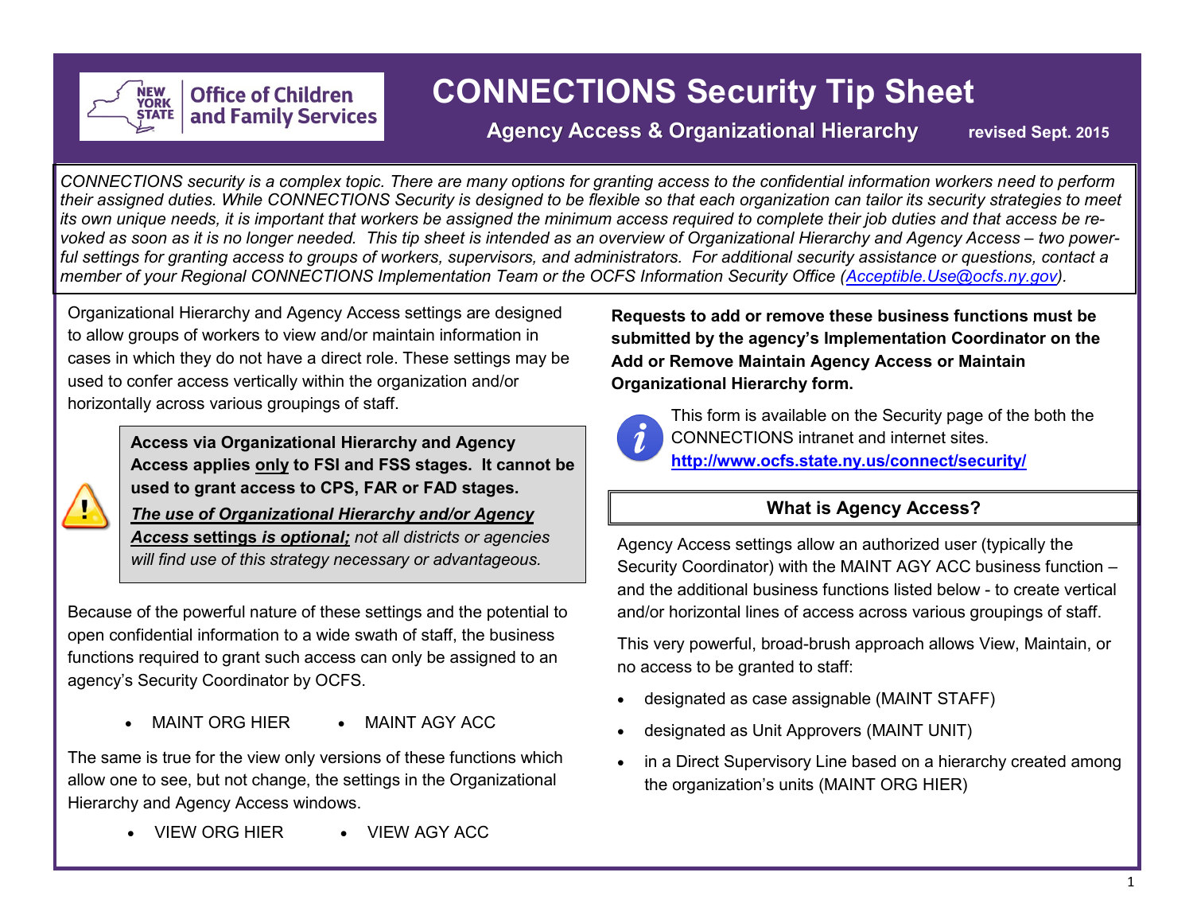# CONNECTIONS Security Tip Sheet

## Agency Access & Organizational Hierarchy

revised Sept. 2015

*CONNECTIONS security is a complex topic. There are many options for granting access to the confidential information workers need to perform their assigned duties. While CONNECTIONS Security is designed to be flexible so that each organization can tailor its security strategies to meet its own unique needs, it is important that workers be assigned the minimum access required to complete their job duties and that access be revoked as soon as it is no longer needed. This tip sheet is intended as an overview of Organizational Hierarchy and Agency Access – two powerful settings for granting access to groups of workers, supervisors, and administrators. For additional security assistance or questions, contact a member of your Regional CONNECTIONS Implementation Team or the OCFS Information Security Office (Acceptible.Use@ocfs.ny.gov).*

Organizational Hierarchy and Agency Access settings are designed to allow groups of workers to view and/or maintain information in cases in which they do not have a direct role. These settings may be used to confer access vertically within the organization and/or horizontally across various groupings of staff.

> **Access via Organizational Hierarchy and Agency Access applies only to FSI and FSS stages. It cannot be used to grant access to CPS, FAR or FAD stages.**
>
> ***The use of Organizational Hierarchy and/or Agency Access settings is optional;*** *not all districts or agencies will find use of this strategy necessary or advantageous.*

Because of the powerful nature of these settings and the potential to open confidential information to a wide swath of staff, the business functions required to grant such access can only be assigned to an agency's Security Coordinator by OCFS.

- MAINT ORG HIER
- MAINT AGY ACC

The same is true for the view only versions of these functions which allow one to see, but not change, the settings in the Organizational Hierarchy and Agency Access windows.

- VIEW ORG HIER
- VIEW AGY ACC

**Requests to add or remove these business functions must be submitted by the agency's Implementation Coordinator on the Add or Remove Maintain Agency Access or Maintain Organizational Hierarchy form.**

This form is available on the Security page of the both the CONNECTIONS intranet and internet sites.
**http://www.ocfs.state.ny.us/connect/security/**

### What is Agency Access?

Agency Access settings allow an authorized user (typically the Security Coordinator) with the MAINT AGY ACC business function – and the additional business functions listed below - to create vertical and/or horizontal lines of access across various groupings of staff.

This very powerful, broad-brush approach allows View, Maintain, or no access to be granted to staff:

- designated as case assignable (MAINT STAFF)
- designated as Unit Approvers (MAINT UNIT)
- in a Direct Supervisory Line based on a hierarchy created among the organization's units (MAINT ORG HIER)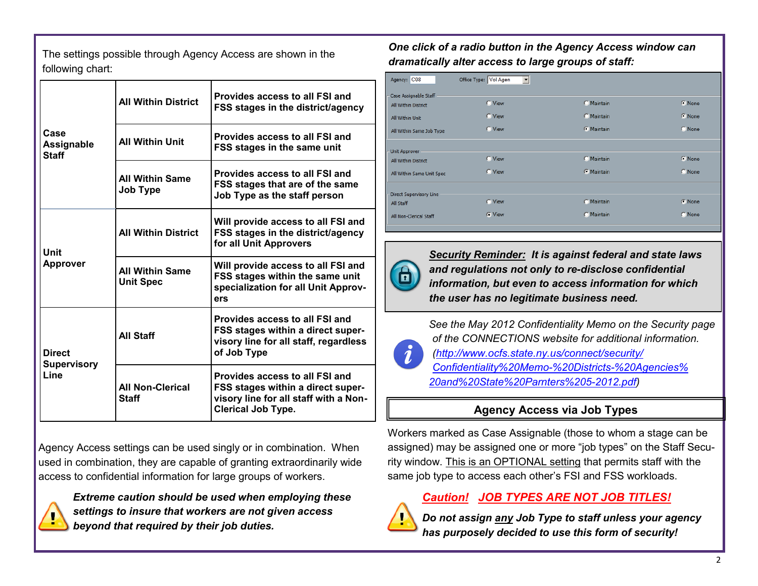The settings possible through Agency Access are shown in the following chart:

| | | |
|---|---|---|
| **Case Assignable Staff** | **All Within District** | **Provides access to all FSI and FSS stages in the district/agency** |
| | **All Within Unit** | **Provides access to all FSI and FSS stages in the same unit** |
| | **All Within Same Job Type** | **Provides access to all FSI and FSS stages that are of the same Job Type as the staff person** |
| **Unit Approver** | **All Within District** | **Will provide access to all FSI and FSS stages in the district/agency for all Unit Approvers** |
| | **All Within Same Unit Spec** | **Will provide access to all FSI and FSS stages within the same unit specialization for all Unit Approvers** |
| **Direct Supervisory Line** | **All Staff** | **Provides access to all FSI and FSS stages within a direct supervisory line for all staff, regardless of Job Type** |
| | **All Non-Clerical Staff** | **Provides access to all FSI and FSS stages within a direct supervisory line for all staff with a Non-Clerical Job Type.** |

Agency Access settings can be used singly or in combination. When used in combination, they are capable of granting extraordinarily wide access to confidential information for large groups of workers.

***Extreme caution should be used when employing these settings to insure that workers are not given access beyond that required by their job duties.***

***One click of a radio button in the Agency Access window can dramatically alter access to large groups of staff:***

Agency: C08 Office Type: Vol Agen

| Case Assignable Staff | | | |
|---|---|---|---|
| All Within District | View | Maintain | ◉ None |
| All Within Unit | View | Maintain | ◉ None |
| All Within Same Job Type | View | ◉ Maintain | None |
| **Unit Approver** | | | |
| All Within District | View | Maintain | ◉ None |
| All Within Same Unit Spec | View | ◉ Maintain | None |
| **Direct Supervisory Line** | | | |
| All Staff | View | Maintain | ◉ None |
| All Non-Clerical Staff | ◉ View | Maintain | None |

***Security Reminder:** It is against federal and state laws and regulations not only to re-disclose confidential information, but even to access information for which the user has no legitimate business need.*

*See the May 2012 Confidentiality Memo on the Security page of the CONNECTIONS website for additional information. (http://www.ocfs.state.ny.us/connect/security/Confidentiality%20Memo-%20Districts-%20Agencies%20and%20State%20Parnters%205-2012.pdf)*

## Agency Access via Job Types

Workers marked as Case Assignable (those to whom a stage can be assigned) may be assigned one or more "job types" on the Staff Security window. This is an OPTIONAL setting that permits staff with the same job type to access each other's FSI and FSS workloads.

***Caution! JOB TYPES ARE NOT JOB TITLES!***

***Do not assign any Job Type to staff unless your agency has purposely decided to use this form of security!***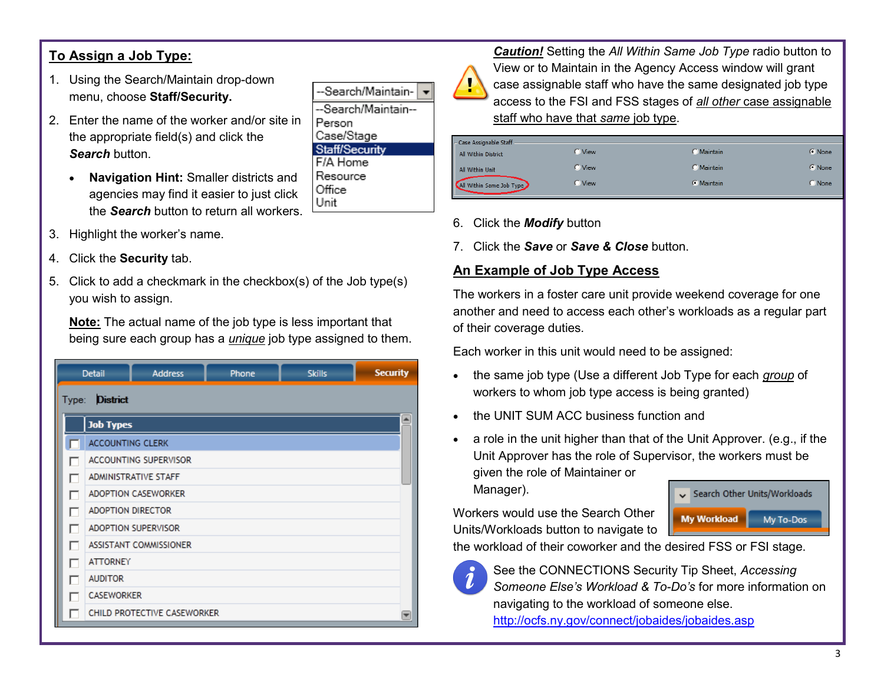## To Assign a Job Type:

1. Using the Search/Maintain drop-down menu, choose **Staff/Security.**
2. Enter the name of the worker and/or site in the appropriate field(s) and click the ***Search*** button.
   - **Navigation Hint:** Smaller districts and agencies may find it easier to just click the ***Search*** button to return all workers.
3. Highlight the worker's name.
4. Click the **Security** tab.
5. Click to add a checkmark in the checkbox(s) of the Job type(s) you wish to assign.

   **Note:** The actual name of the job type is less important that being sure each group has a *unique* job type assigned to them.

***Caution!*** Setting the *All Within Same Job Type* radio button to View or to Maintain in the Agency Access window will grant case assignable staff who have the same designated job type access to the FSI and FSS stages of *all other* case assignable staff who have that *same* job type.

6. Click the ***Modify*** button
7. Click the ***Save*** or ***Save & Close*** button.

## An Example of Job Type Access

The workers in a foster care unit provide weekend coverage for one another and need to access each other's workloads as a regular part of their coverage duties.

Each worker in this unit would need to be assigned:

- the same job type (Use a different Job Type for each *group* of workers to whom job type access is being granted)
- the UNIT SUM ACC business function and
- a role in the unit higher than that of the Unit Approver. (e.g., if the Unit Approver has the role of Supervisor, the workers must be given the role of Maintainer or Manager).

Workers would use the Search Other Units/Workloads button to navigate to the workload of their coworker and the desired FSS or FSI stage.

See the CONNECTIONS Security Tip Sheet, *Accessing Someone Else's Workload & To-Do's* for more information on navigating to the workload of someone else.
http://ocfs.ny.gov/connect/jobaides/jobaides.asp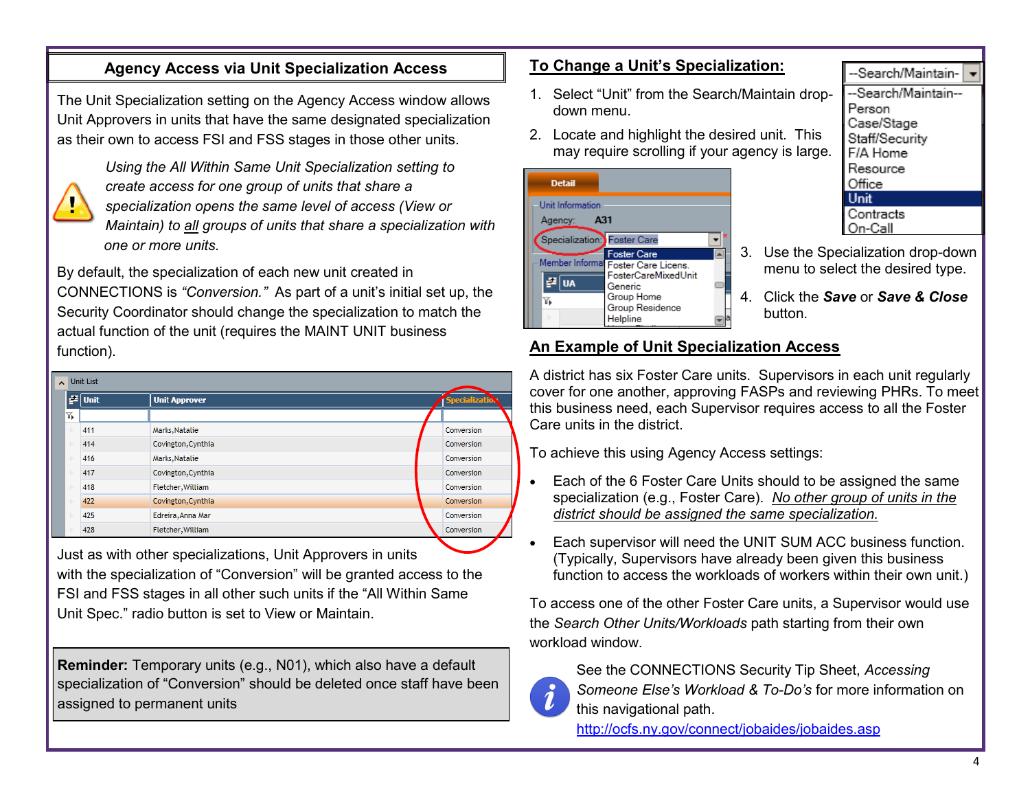## Agency Access via Unit Specialization Access

The Unit Specialization setting on the Agency Access window allows Unit Approvers in units that have the same designated specialization as their own to access FSI and FSS stages in those other units.

*Using the All Within Same Unit Specialization setting to create access for one group of units that share a specialization opens the same level of access (View or Maintain) to all groups of units that share a specialization with one or more units.*

By default, the specialization of each new unit created in CONNECTIONS is *"Conversion."* As part of a unit's initial set up, the Security Coordinator should change the specialization to match the actual function of the unit (requires the MAINT UNIT business function).

Unit List

| Unit | Unit Approver | Specialization |
|---|---|---|
| 411 | Marks,Natalie | Conversion |
| 414 | Covington,Cynthia | Conversion |
| 416 | Marks,Natalie | Conversion |
| 417 | Covington,Cynthia | Conversion |
| 418 | Fletcher,William | Conversion |
| 422 | Covington,Cynthia | Conversion |
| 425 | Edreira,Anna Mar | Conversion |
| 428 | Fletcher,William | Conversion |

Just as with other specializations, Unit Approvers in units with the specialization of "Conversion" will be granted access to the FSI and FSS stages in all other such units if the "All Within Same Unit Spec." radio button is set to View or Maintain.

**Reminder:** Temporary units (e.g., N01), which also have a default specialization of "Conversion" should be deleted once staff have been assigned to permanent units

## To Change a Unit's Specialization:

1. Select "Unit" from the Search/Maintain drop-down menu.
2. Locate and highlight the desired unit. This may require scrolling if your agency is large.
3. Use the Specialization drop-down menu to select the desired type.
4. Click the ***Save*** or ***Save & Close*** button.

## An Example of Unit Specialization Access

A district has six Foster Care units. Supervisors in each unit regularly cover for one another, approving FASPs and reviewing PHRs. To meet this business need, each Supervisor requires access to all the Foster Care units in the district.

To achieve this using Agency Access settings:

- Each of the 6 Foster Care Units should to be assigned the same specialization (e.g., Foster Care). *No other group of units in the district should be assigned the same specialization.*
- Each supervisor will need the UNIT SUM ACC business function. (Typically, Supervisors have already been given this business function to access the workloads of workers within their own unit.)

To access one of the other Foster Care units, a Supervisor would use the *Search Other Units/Workloads* path starting from their own workload window.

See the CONNECTIONS Security Tip Sheet, *Accessing Someone Else's Workload & To-Do's* for more information on this navigational path.
http://ocfs.ny.gov/connect/jobaides/jobaides.asp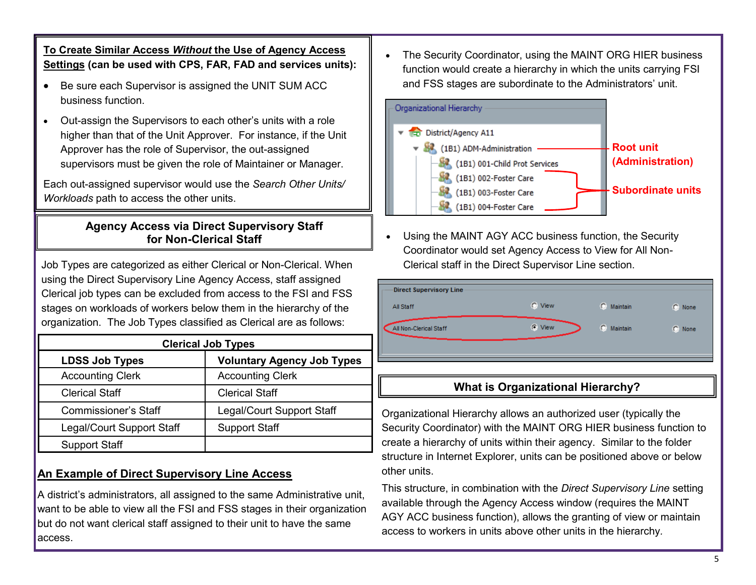**To Create Similar Access *Without* the Use of Agency Access Settings (can be used with CPS, FAR, FAD and services units):**

- Be sure each Supervisor is assigned the UNIT SUM ACC business function.
- Out-assign the Supervisors to each other's units with a role higher than that of the Unit Approver. For instance, if the Unit Approver has the role of Supervisor, the out-assigned supervisors must be given the role of Maintainer or Manager.

Each out-assigned supervisor would use the *Search Other Units/ Workloads* path to access the other units.

## Agency Access via Direct Supervisory Staff for Non-Clerical Staff

Job Types are categorized as either Clerical or Non-Clerical. When using the Direct Supervisory Line Agency Access, staff assigned Clerical job types can be excluded from access to the FSI and FSS stages on workloads of workers below them in the hierarchy of the organization. The Job Types classified as Clerical are as follows:

| Clerical Job Types | |
|---|---|
| **LDSS Job Types** | **Voluntary Agency Job Types** |
| Accounting Clerk | Accounting Clerk |
| Clerical Staff | Clerical Staff |
| Commissioner's Staff | Legal/Court Support Staff |
| Legal/Court Support Staff | Support Staff |
| Support Staff | |

### An Example of Direct Supervisory Line Access

A district's administrators, all assigned to the same Administrative unit, want to be able to view all the FSI and FSS stages in their organization but do not want clerical staff assigned to their unit to have the same access.

- The Security Coordinator, using the MAINT ORG HIER business function would create a hierarchy in which the units carrying FSI and FSS stages are subordinate to the Administrators' unit.

Organizational Hierarchy
- District/Agency A11
  - (1B1) ADM-Administration — **Root unit (Administration)**
    - (1B1) 001-Child Prot Services
    - (1B1) 002-Foster Care
    - (1B1) 003-Foster Care
    - (1B1) 004-Foster Care — **Subordinate units**

- Using the MAINT AGY ACC business function, the Security Coordinator would set Agency Access to View for All Non-Clerical staff in the Direct Supervisor Line section.

Direct Supervisory Line

| | | | |
|---|---|---|---|
| All Staff | ○ View | ○ Maintain | ○ None |
| All Non-Clerical Staff | ● View | ○ Maintain | ○ None |

## What is Organizational Hierarchy?

Organizational Hierarchy allows an authorized user (typically the Security Coordinator) with the MAINT ORG HIER business function to create a hierarchy of units within their agency. Similar to the folder structure in Internet Explorer, units can be positioned above or below other units.

This structure, in combination with the *Direct Supervisory Line* setting available through the Agency Access window (requires the MAINT AGY ACC business function), allows the granting of view or maintain access to workers in units above other units in the hierarchy.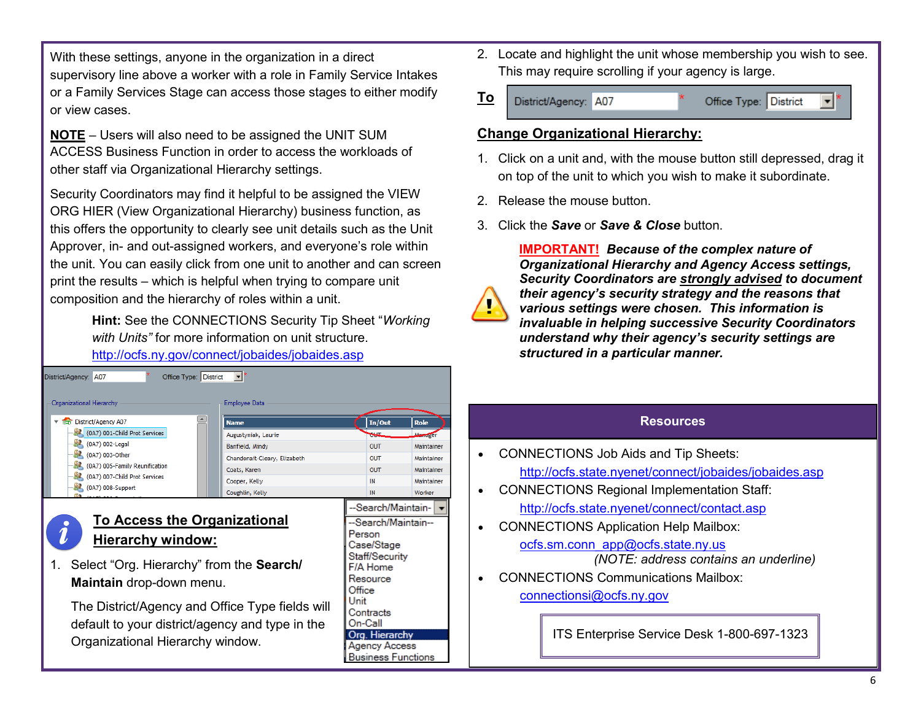With these settings, anyone in the organization in a direct supervisory line above a worker with a role in Family Service Intakes or a Family Services Stage can access those stages to either modify or view cases.

**NOTE** – Users will also need to be assigned the UNIT SUM ACCESS Business Function in order to access the workloads of other staff via Organizational Hierarchy settings.

Security Coordinators may find it helpful to be assigned the VIEW ORG HIER (View Organizational Hierarchy) business function, as this offers the opportunity to clearly see unit details such as the Unit Approver, in- and out-assigned workers, and everyone's role within the unit. You can easily click from one unit to another and can screen print the results – which is helpful when trying to compare unit composition and the hierarchy of roles within a unit.

> **Hint:** See the CONNECTIONS Security Tip Sheet "*Working with Units*" for more information on unit structure. http://ocfs.ny.gov/connect/jobaides/jobaides.asp

## To Access the Organizational Hierarchy window:

1. Select "Org. Hierarchy" from the **Search/ Maintain** drop-down menu.

   The District/Agency and Office Type fields will default to your district/agency and type in the Organizational Hierarchy window.

2. Locate and highlight the unit whose membership you wish to see. This may require scrolling if your agency is large.

## Change Organizational Hierarchy:

1. Click on a unit and, with the mouse button still depressed, drag it on top of the unit to which you wish to make it subordinate.
2. Release the mouse button.
3. Click the ***Save*** or ***Save & Close*** button.

**IMPORTANT!** ***Because of the complex nature of Organizational Hierarchy and Agency Access settings, Security Coordinators are strongly advised to document their agency's security strategy and the reasons that various settings were chosen. This information is invaluable in helping successive Security Coordinators understand why their agency's security settings are structured in a particular manner.***

## Resources

- CONNECTIONS Job Aids and Tip Sheets:
  http://ocfs.state.nyenet/connect/jobaides/jobaides.asp
- CONNECTIONS Regional Implementation Staff:
  http://ocfs.state.nyenet/connect/contact.asp
- CONNECTIONS Application Help Mailbox:
  ocfs.sm.conn_app@ocfs.state.ny.us
  *(NOTE: address contains an underline)*
- CONNECTIONS Communications Mailbox:
  connectionsi@ocfs.ny.gov

ITS Enterprise Service Desk 1-800-697-1323